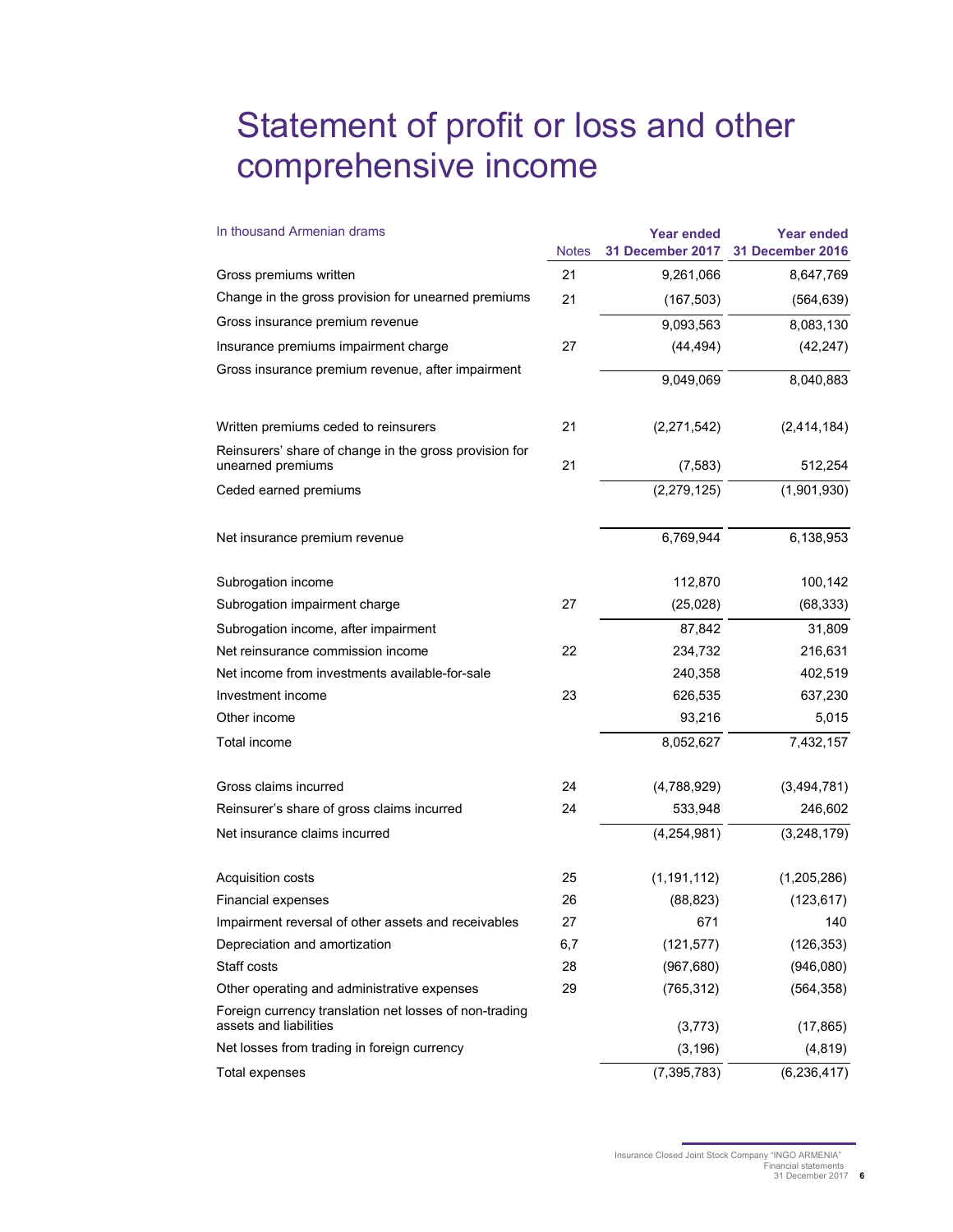# Statement of profit or loss and other comprehensive income

| In thousand Armenian drams | Notes | Year ended 31 December 2017 | Year ended 31 December 2016 |
|---|---|---|---|
| Gross premiums written | 21 | 9,261,066 | 8,647,769 |
| Change in the gross provision for unearned premiums | 21 | (167,503) | (564,639) |
| Gross insurance premium revenue | | 9,093,563 | 8,083,130 |
| Insurance premiums impairment charge | 27 | (44,494) | (42,247) |
| Gross insurance premium revenue, after impairment | | 9,049,069 | 8,040,883 |
| | | | |
| Written premiums ceded to reinsurers | 21 | (2,271,542) | (2,414,184) |
| Reinsurers' share of change in the gross provision for unearned premiums | 21 | (7,583) | 512,254 |
| Ceded earned premiums | | (2,279,125) | (1,901,930) |
| | | | |
| Net insurance premium revenue | | 6,769,944 | 6,138,953 |
| | | | |
| Subrogation income | | 112,870 | 100,142 |
| Subrogation impairment charge | 27 | (25,028) | (68,333) |
| Subrogation income, after impairment | | 87,842 | 31,809 |
| Net reinsurance commission income | 22 | 234,732 | 216,631 |
| Net income from investments available-for-sale | | 240,358 | 402,519 |
| Investment income | 23 | 626,535 | 637,230 |
| Other income | | 93,216 | 5,015 |
| Total income | | 8,052,627 | 7,432,157 |
| | | | |
| Gross claims incurred | 24 | (4,788,929) | (3,494,781) |
| Reinsurer's share of gross claims incurred | 24 | 533,948 | 246,602 |
| Net insurance claims incurred | | (4,254,981) | (3,248,179) |
| | | | |
| Acquisition costs | 25 | (1,191,112) | (1,205,286) |
| Financial expenses | 26 | (88,823) | (123,617) |
| Impairment reversal of other assets and receivables | 27 | 671 | 140 |
| Depreciation and amortization | 6,7 | (121,577) | (126,353) |
| Staff costs | 28 | (967,680) | (946,080) |
| Other operating and administrative expenses | 29 | (765,312) | (564,358) |
| Foreign currency translation net losses of non-trading assets and liabilities | | (3,773) | (17,865) |
| Net losses from trading in foreign currency | | (3,196) | (4,819) |
| Total expenses | | (7,395,783) | (6,236,417) |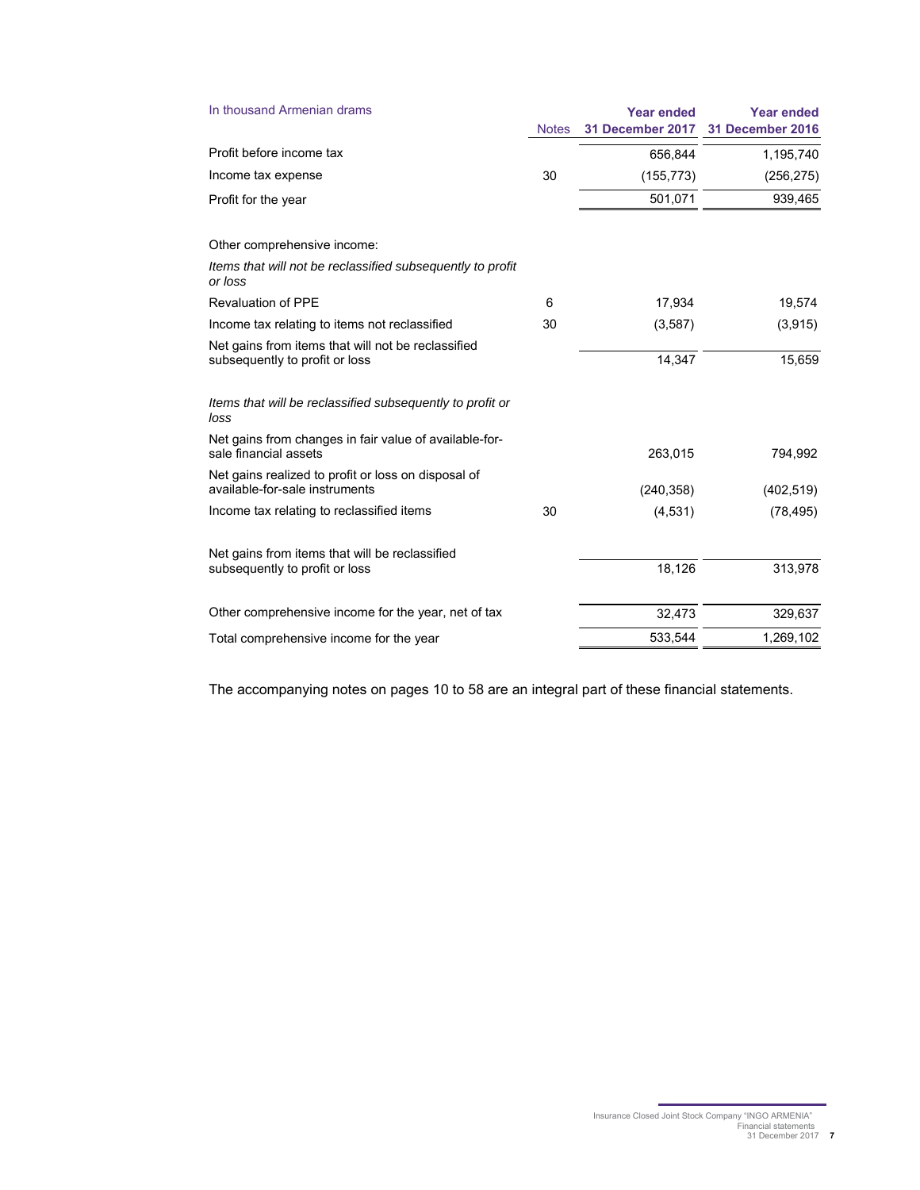| In thousand Armenian drams | Notes | Year ended 31 December 2017 | Year ended 31 December 2016 |
|---|---|---|---|
| Profit before income tax | | 656,844 | 1,195,740 |
| Income tax expense | 30 | (155,773) | (256,275) |
| Profit for the year | | 501,071 | 939,465 |
| | | | |
| Other comprehensive income: | | | |
| *Items that will not be reclassified subsequently to profit or loss* | | | |
| Revaluation of PPE | 6 | 17,934 | 19,574 |
| Income tax relating to items not reclassified | 30 | (3,587) | (3,915) |
| Net gains from items that will not be reclassified subsequently to profit or loss | | 14,347 | 15,659 |
| | | | |
| *Items that will be reclassified subsequently to profit or loss* | | | |
| Net gains from changes in fair value of available-for-sale financial assets | | 263,015 | 794,992 |
| Net gains realized to profit or loss on disposal of available-for-sale instruments | | (240,358) | (402,519) |
| Income tax relating to reclassified items | 30 | (4,531) | (78,495) |
| Net gains from items that will be reclassified subsequently to profit or loss | | 18,126 | 313,978 |
| | | | |
| Other comprehensive income for the year, net of tax | | 32,473 | 329,637 |
| Total comprehensive income for the year | | 533,544 | 1,269,102 |

The accompanying notes on pages 10 to 58 are an integral part of these financial statements.